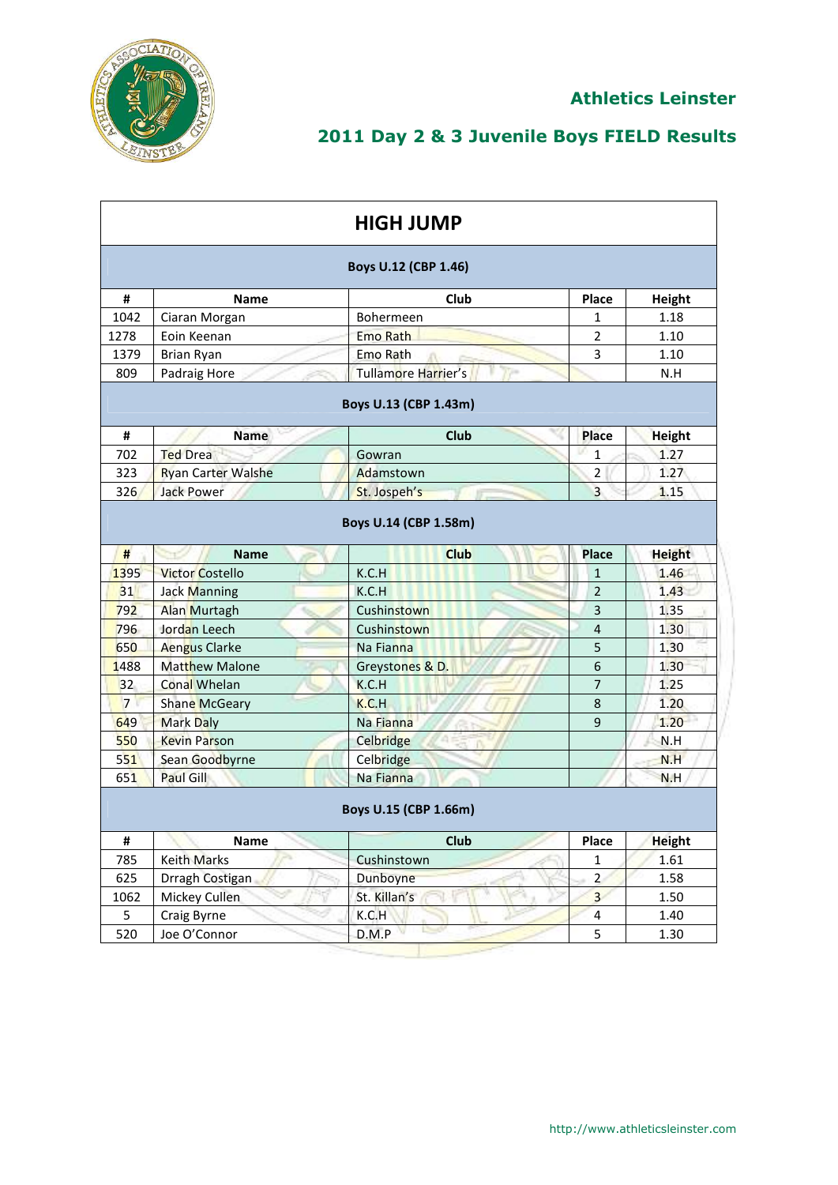# Athletics Leinster

## 2011 Day 2 & 3 Juvenile Boys FIELD Results

### HIGH JUMP

**Boys U.12 (CBP 1.46)**

| # | Name | Club | Place | Height |
|---|---|---|---|---|
| 1042 | Ciaran Morgan | Bohermeen | 1 | 1.18 |
| 1278 | Eoin Keenan | Emo Rath | 2 | 1.10 |
| 1379 | Brian Ryan | Emo Rath | 3 | 1.10 |
| 809 | Padraig Hore | Tullamore Harrier's | | N.H |

**Boys U.13 (CBP 1.43m)**

| # | Name | Club | Place | Height |
|---|---|---|---|---|
| 702 | Ted Drea | Gowran | 1 | 1.27 |
| 323 | Ryan Carter Walshe | Adamstown | 2 | 1.27 |
| 326 | Jack Power | St. Jospeh's | 3 | 1.15 |

**Boys U.14 (CBP 1.58m)**

| # | Name | Club | Place | Height |
|---|---|---|---|---|
| 1395 | Victor Costello | K.C.H | 1 | 1.46 |
| 31 | Jack Manning | K.C.H | 2 | 1.43 |
| 792 | Alan Murtagh | Cushinstown | 3 | 1.35 |
| 796 | Jordan Leech | Cushinstown | 4 | 1.30 |
| 650 | Aengus Clarke | Na Fianna | 5 | 1.30 |
| 1488 | Matthew Malone | Greystones & D. | 6 | 1.30 |
| 32 | Conal Whelan | K.C.H | 7 | 1.25 |
| 7 | Shane McGeary | K.C.H | 8 | 1.20 |
| 649 | Mark Daly | Na Fianna | 9 | 1.20 |
| 550 | Kevin Parson | Celbridge | | N.H |
| 551 | Sean Goodbyrne | Celbridge | | N.H |
| 651 | Paul Gill | Na Fianna | | N.H |

**Boys U.15 (CBP 1.66m)**

| # | Name | Club | Place | Height |
|---|---|---|---|---|
| 785 | Keith Marks | Cushinstown | 1 | 1.61 |
| 625 | Drragh Costigan | Dunboyne | 2 | 1.58 |
| 1062 | Mickey Cullen | St. Killan's | 3 | 1.50 |
| 5 | Craig Byrne | K.C.H | 4 | 1.40 |
| 520 | Joe O'Connor | D.M.P | 5 | 1.30 |

http://www.athleticsleinster.com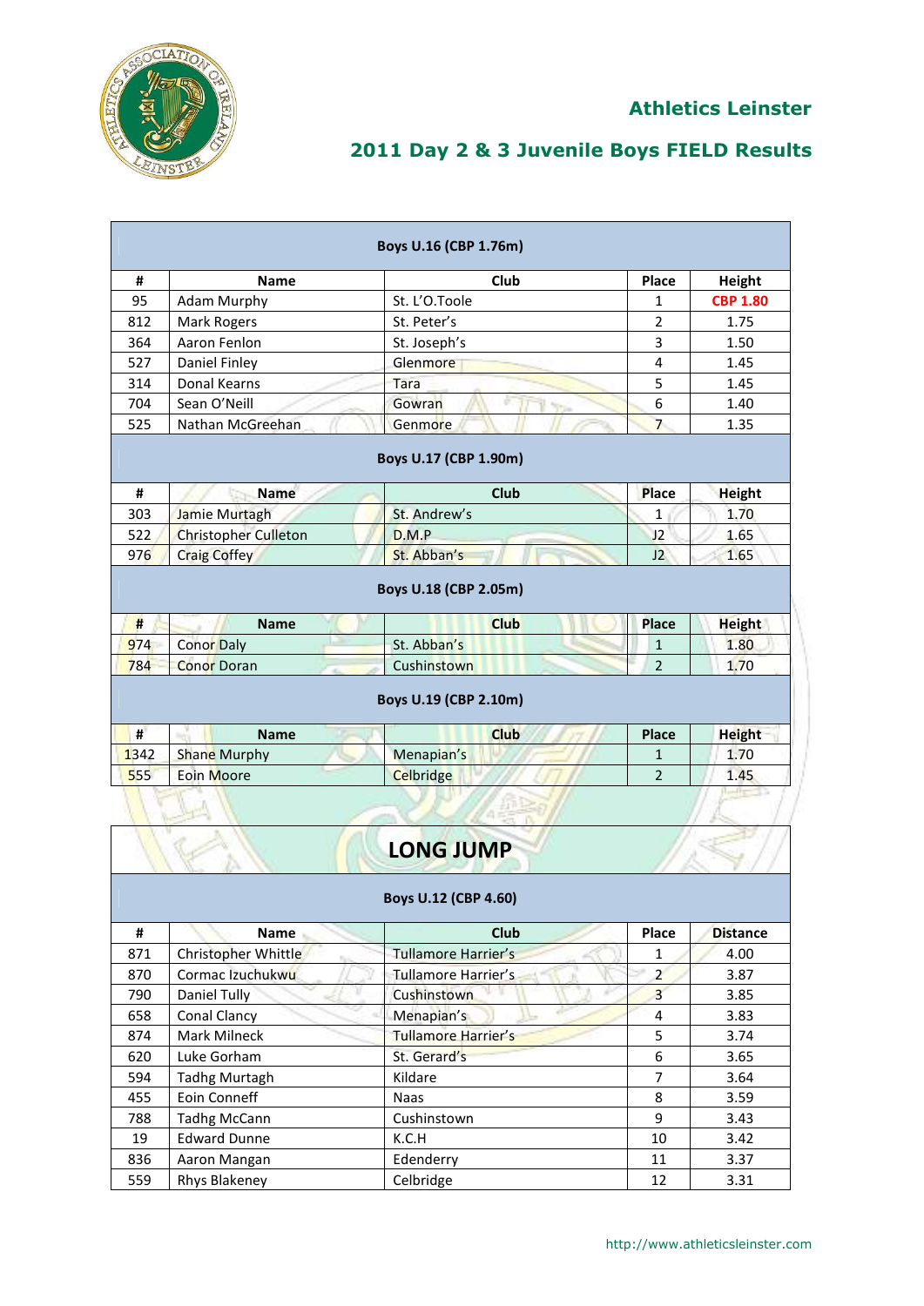## Athletics Leinster

## 2011 Day 2 & 3 Juvenile Boys FIELD Results

| Boys U.16 (CBP 1.76m) | | | | |
|---|---|---|---|---|
| # | Name | Club | Place | Height |
| 95 | Adam Murphy | St. L'O.Toole | 1 | **CBP 1.80** |
| 812 | Mark Rogers | St. Peter's | 2 | 1.75 |
| 364 | Aaron Fenlon | St. Joseph's | 3 | 1.50 |
| 527 | Daniel Finley | Glenmore | 4 | 1.45 |
| 314 | Donal Kearns | Tara | 5 | 1.45 |
| 704 | Sean O'Neill | Gowran | 6 | 1.40 |
| 525 | Nathan McGreehan | Genmore | 7 | 1.35 |

| Boys U.17 (CBP 1.90m) | | | | |
|---|---|---|---|---|
| # | Name | Club | Place | Height |
| 303 | Jamie Murtagh | St. Andrew's | 1 | 1.70 |
| 522 | Christopher Culleton | D.M.P | J2 | 1.65 |
| 976 | Craig Coffey | St. Abban's | J2 | 1.65 |

| Boys U.18 (CBP 2.05m) | | | | |
|---|---|---|---|---|
| # | Name | Club | Place | Height |
| 974 | Conor Daly | St. Abban's | 1 | 1.80 |
| 784 | Conor Doran | Cushinstown | 2 | 1.70 |

| Boys U.19 (CBP 2.10m) | | | | |
|---|---|---|---|---|
| # | Name | Club | Place | Height |
| 1342 | Shane Murphy | Menapian's | 1 | 1.70 |
| 555 | Eoin Moore | Celbridge | 2 | 1.45 |

## LONG JUMP

| Boys U.12 (CBP 4.60) | | | | |
|---|---|---|---|---|
| # | Name | Club | Place | Distance |
| 871 | Christopher Whittle | Tullamore Harrier's | 1 | 4.00 |
| 870 | Cormac Izuchukwu | Tullamore Harrier's | 2 | 3.87 |
| 790 | Daniel Tully | Cushinstown | 3 | 3.85 |
| 658 | Conal Clancy | Menapian's | 4 | 3.83 |
| 874 | Mark Milneck | Tullamore Harrier's | 5 | 3.74 |
| 620 | Luke Gorham | St. Gerard's | 6 | 3.65 |
| 594 | Tadhg Murtagh | Kildare | 7 | 3.64 |
| 455 | Eoin Conneff | Naas | 8 | 3.59 |
| 788 | Tadhg McCann | Cushinstown | 9 | 3.43 |
| 19 | Edward Dunne | K.C.H | 10 | 3.42 |
| 836 | Aaron Mangan | Edenderry | 11 | 3.37 |
| 559 | Rhys Blakeney | Celbridge | 12 | 3.31 |

http://www.athleticsleinster.com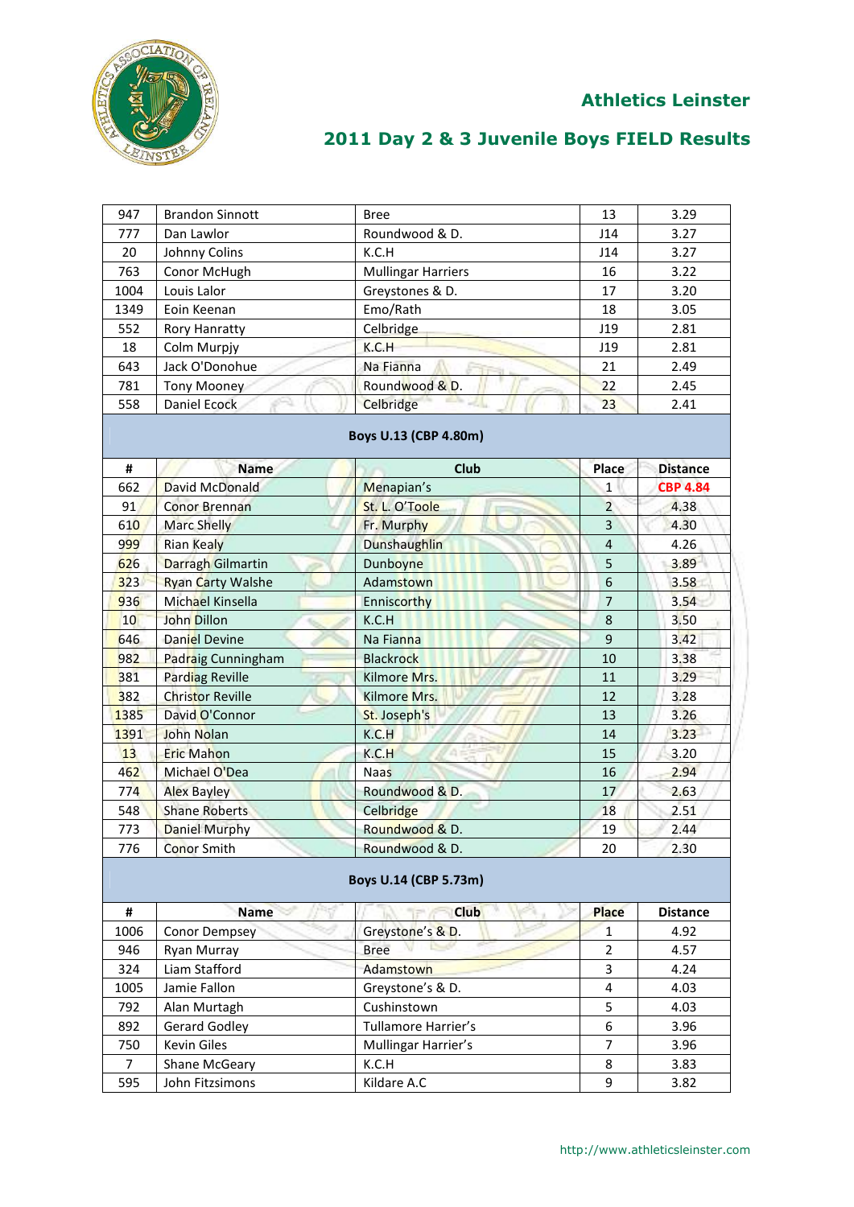## Athletics Leinster

## 2011 Day 2 & 3 Juvenile Boys FIELD Results

| # | Name | Club | Place | Distance |
|---|---|---|---|---|
| 947 | Brandon Sinnott | Bree | 13 | 3.29 |
| 777 | Dan Lawlor | Roundwood & D. | J14 | 3.27 |
| 20 | Johnny Colins | K.C.H | J14 | 3.27 |
| 763 | Conor McHugh | Mullingar Harriers | 16 | 3.22 |
| 1004 | Louis Lalor | Greystones & D. | 17 | 3.20 |
| 1349 | Eoin Keenan | Emo/Rath | 18 | 3.05 |
| 552 | Rory Hanratty | Celbridge | J19 | 2.81 |
| 18 | Colm Murpjy | K.C.H | J19 | 2.81 |
| 643 | Jack O'Donohue | Na Fianna | 21 | 2.49 |
| 781 | Tony Mooney | Roundwood & D. | 22 | 2.45 |
| 558 | Daniel Ecock | Celbridge | 23 | 2.41 |

### Boys U.13 (CBP 4.80m)

| # | Name | Club | Place | Distance |
|---|---|---|---|---|
| 662 | David McDonald | Menapian's | 1 | CBP 4.84 |
| 91 | Conor Brennan | St. L. O'Toole | 2 | 4.38 |
| 610 | Marc Shelly | Fr. Murphy | 3 | 4.30 |
| 999 | Rian Kealy | Dunshaughlin | 4 | 4.26 |
| 626 | Darragh Gilmartin | Dunboyne | 5 | 3.89 |
| 323 | Ryan Carty Walshe | Adamstown | 6 | 3.58 |
| 936 | Michael Kinsella | Enniscorthy | 7 | 3.54 |
| 10 | John Dillon | K.C.H | 8 | 3.50 |
| 646 | Daniel Devine | Na Fianna | 9 | 3.42 |
| 982 | Padraig Cunningham | Blackrock | 10 | 3.38 |
| 381 | Pardiag Reville | Kilmore Mrs. | 11 | 3.29 |
| 382 | Christor Reville | Kilmore Mrs. | 12 | 3.28 |
| 1385 | David O'Connor | St. Joseph's | 13 | 3.26 |
| 1391 | John Nolan | K.C.H | 14 | 3.23 |
| 13 | Eric Mahon | K.C.H | 15 | 3.20 |
| 462 | Michael O'Dea | Naas | 16 | 2.94 |
| 774 | Alex Bayley | Roundwood & D. | 17 | 2.63 |
| 548 | Shane Roberts | Celbridge | 18 | 2.51 |
| 773 | Daniel Murphy | Roundwood & D. | 19 | 2.44 |
| 776 | Conor Smith | Roundwood & D. | 20 | 2.30 |

### Boys U.14 (CBP 5.73m)

| # | Name | Club | Place | Distance |
|---|---|---|---|---|
| 1006 | Conor Dempsey | Greystone's & D. | 1 | 4.92 |
| 946 | Ryan Murray | Bree | 2 | 4.57 |
| 324 | Liam Stafford | Adamstown | 3 | 4.24 |
| 1005 | Jamie Fallon | Greystone's & D. | 4 | 4.03 |
| 792 | Alan Murtagh | Cushinstown | 5 | 4.03 |
| 892 | Gerard Godley | Tullamore Harrier's | 6 | 3.96 |
| 750 | Kevin Giles | Mullingar Harrier's | 7 | 3.96 |
| 7 | Shane McGeary | K.C.H | 8 | 3.83 |
| 595 | John Fitzsimons | Kildare A.C | 9 | 3.82 |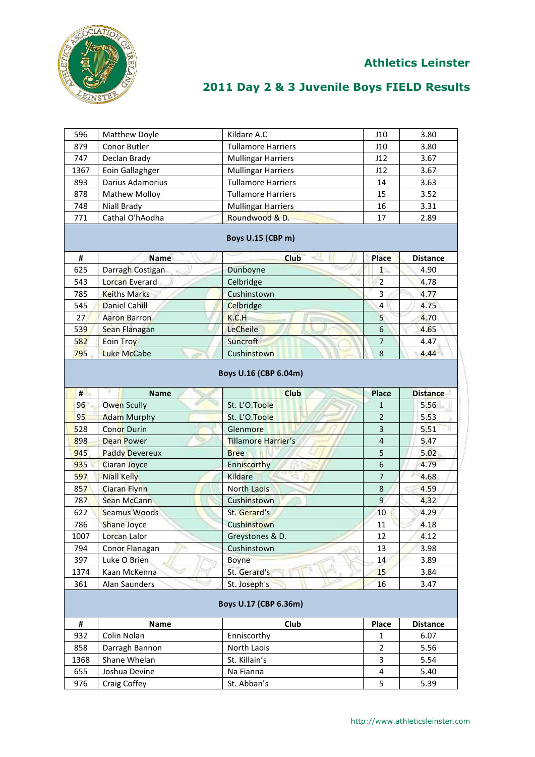## Athletics Leinster

## 2011 Day 2 & 3 Juvenile Boys FIELD Results

| # | Name | Club | Place | Distance |
|---|---|---|---|---|
| 596 | Matthew Doyle | Kildare A.C | J10 | 3.80 |
| 879 | Conor Butler | Tullamore Harriers | J10 | 3.80 |
| 747 | Declan Brady | Mullingar Harriers | J12 | 3.67 |
| 1367 | Eoin Gallaghger | Mullingar Harriers | J12 | 3.67 |
| 893 | Darius Adamorius | Tullamore Harriers | 14 | 3.63 |
| 878 | Mathew Molloy | Tullamore Harriers | 15 | 3.52 |
| 748 | Niall Brady | Mullingar Harriers | 16 | 3.31 |
| 771 | Cathal O'hAodha | Roundwood & D. | 17 | 2.89 |

**Boys U.15 (CBP m)**

| # | Name | Club | Place | Distance |
|---|---|---|---|---|
| 625 | Darragh Costigan | Dunboyne | 1 | 4.90 |
| 543 | Lorcan Everard | Celbridge | 2 | 4.78 |
| 785 | Keiths Marks | Cushinstown | 3 | 4.77 |
| 545 | Daniel Cahill | Celbridge | 4 | 4.75 |
| 27 | Aaron Barron | K.C.H | 5 | 4.70 |
| 539 | Sean Flanagan | LeCheile | 6 | 4.65 |
| 582 | Eoin Troy | Suncroft | 7 | 4.47 |
| 795 | Luke McCabe | Cushinstown | 8 | 4.44 |

**Boys U.16 (CBP 6.04m)**

| # | Name | Club | Place | Distance |
|---|---|---|---|---|
| 96 | Owen Scully | St. L'O.Toole | 1 | 5.56 |
| 95 | Adam Murphy | St. L'O.Toole | 2 | 5.53 |
| 528 | Conor Durin | Glenmore | 3 | 5.51 |
| 898 | Dean Power | Tillamore Harrier's | 4 | 5.47 |
| 945 | Paddy Devereux | Bree | 5 | 5.02 |
| 935 | Ciaran Joyce | Enniscorthy | 6 | 4.79 |
| 597 | Niall Kelly | Kildare | 7 | 4.68 |
| 857 | Ciaran Flynn | North Laois | 8 | 4.59 |
| 787 | Sean McCann | Cushinstown | 9 | 4.32 |
| 622 | Seamus Woods | St. Gerard's | 10 | 4.29 |
| 786 | Shane Joyce | Cushinstown | 11 | 4.18 |
| 1007 | Lorcan Lalor | Greystones & D. | 12 | 4.12 |
| 794 | Conor Flanagan | Cushinstown | 13 | 3.98 |
| 397 | Luke O Brien | Boyne | 14 | 3.89 |
| 1374 | Kaan McKenna | St. Gerard's | 15 | 3.84 |
| 361 | Alan Saunders | St. Joseph's | 16 | 3.47 |

**Boys U.17 (CBP 6.36m)**

| # | Name | Club | Place | Distance |
|---|---|---|---|---|
| 932 | Colin Nolan | Enniscorthy | 1 | 6.07 |
| 858 | Darragh Bannon | North Laois | 2 | 5.56 |
| 1368 | Shane Whelan | St. Killain's | 3 | 5.54 |
| 655 | Joshua Devine | Na Fianna | 4 | 5.40 |
| 976 | Craig Coffey | St. Abban's | 5 | 5.39 |

http://www.athleticsleinster.com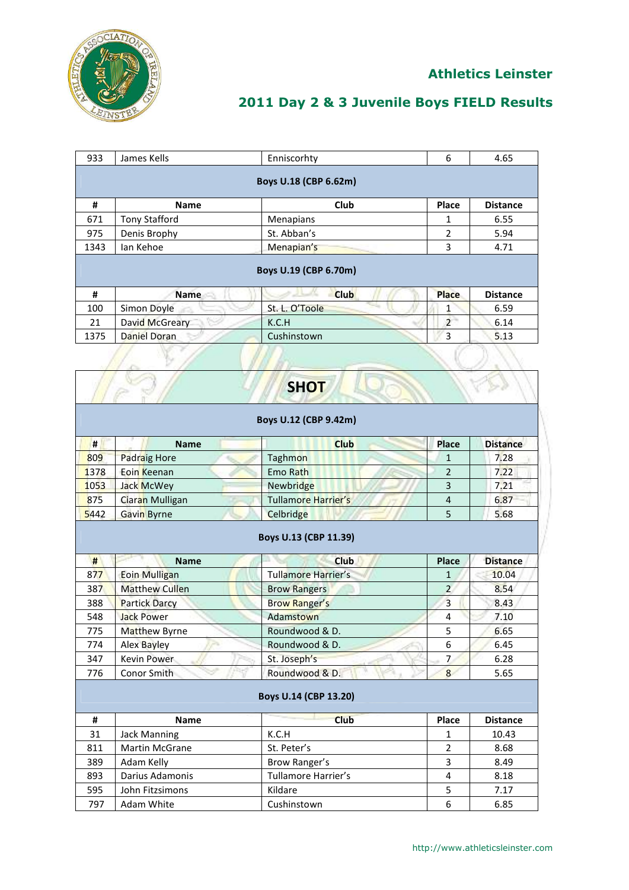# Athletics Leinster

## 2011 Day 2 & 3 Juvenile Boys FIELD Results

| # | Name | Club | Place | Distance |
|---|---|---|---|---|
| 933 | James Kells | Enniscorhty | 6 | 4.65 |
| **Boys U.18 (CBP 6.62m)** | | | | |
| **#** | **Name** | **Club** | **Place** | **Distance** |
| 671 | Tony Stafford | Menapians | 1 | 6.55 |
| 975 | Denis Brophy | St. Abban's | 2 | 5.94 |
| 1343 | Ian Kehoe | Menapian's | 3 | 4.71 |
| **Boys U.19 (CBP 6.70m)** | | | | |
| **#** | **Name** | **Club** | **Place** | **Distance** |
| 100 | Simon Doyle | St. L. O'Toole | 1 | 6.59 |
| 21 | David McGreary | K.C.H | 2 | 6.14 |
| 1375 | Daniel Doran | Cushinstown | 3 | 5.13 |

## SHOT

| # | Name | Club | Place | Distance |
|---|---|---|---|---|
| **Boys U.12 (CBP 9.42m)** | | | | |
| 809 | Padraig Hore | Taghmon | 1 | 7.28 |
| 1378 | Eoin Keenan | Emo Rath | 2 | 7.22 |
| 1053 | Jack McWey | Newbridge | 3 | 7.21 |
| 875 | Ciaran Mulligan | Tullamore Harrier's | 4 | 6.87 |
| 5442 | Gavin Byrne | Celbridge | 5 | 5.68 |
| **Boys U.13 (CBP 11.39)** | | | | |
| **#** | **Name** | **Club** | **Place** | **Distance** |
| 877 | Eoin Mulligan | Tullamore Harrier's | 1 | 10.04 |
| 387 | Matthew Cullen | Brow Rangers | 2 | 8.54 |
| 388 | Partick Darcy | Brow Ranger's | 3 | 8.43 |
| 548 | Jack Power | Adamstown | 4 | 7.10 |
| 775 | Matthew Byrne | Roundwood & D. | 5 | 6.65 |
| 774 | Alex Bayley | Roundwood & D. | 6 | 6.45 |
| 347 | Kevin Power | St. Joseph's | 7 | 6.28 |
| 776 | Conor Smith | Roundwood & D. | 8 | 5.65 |
| **Boys U.14 (CBP 13.20)** | | | | |
| **#** | **Name** | **Club** | **Place** | **Distance** |
| 31 | Jack Manning | K.C.H | 1 | 10.43 |
| 811 | Martin McGrane | St. Peter's | 2 | 8.68 |
| 389 | Adam Kelly | Brow Ranger's | 3 | 8.49 |
| 893 | Darius Adamonis | Tullamore Harrier's | 4 | 8.18 |
| 595 | John Fitzsimons | Kildare | 5 | 7.17 |
| 797 | Adam White | Cushinstown | 6 | 6.85 |

http://www.athleticsleinster.com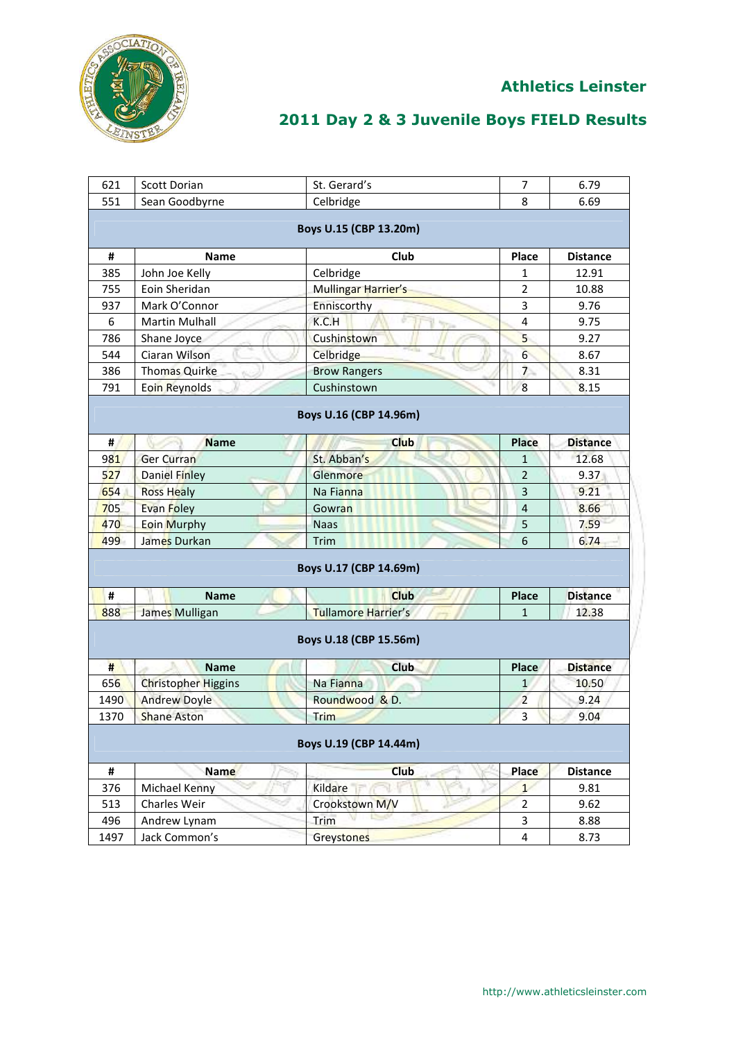# Athletics Leinster

## 2011 Day 2 & 3 Juvenile Boys FIELD Results

| # | Name | Club | Place | Distance |
|---|---|---|---|---|
| 621 | Scott Dorian | St. Gerard's | 7 | 6.79 |
| 551 | Sean Goodbyrne | Celbridge | 8 | 6.69 |

### Boys U.15 (CBP 13.20m)

| # | Name | Club | Place | Distance |
|---|---|---|---|---|
| 385 | John Joe Kelly | Celbridge | 1 | 12.91 |
| 755 | Eoin Sheridan | Mullingar Harrier's | 2 | 10.88 |
| 937 | Mark O'Connor | Enniscorthy | 3 | 9.76 |
| 6 | Martin Mulhall | K.C.H | 4 | 9.75 |
| 786 | Shane Joyce | Cushinstown | 5 | 9.27 |
| 544 | Ciaran Wilson | Celbridge | 6 | 8.67 |
| 386 | Thomas Quirke | Brow Rangers | 7 | 8.31 |
| 791 | Eoin Reynolds | Cushinstown | 8 | 8.15 |

### Boys U.16 (CBP 14.96m)

| # | Name | Club | Place | Distance |
|---|---|---|---|---|
| 981 | Ger Curran | St. Abban's | 1 | 12.68 |
| 527 | Daniel Finley | Glenmore | 2 | 9.37 |
| 654 | Ross Healy | Na Fianna | 3 | 9.21 |
| 705 | Evan Foley | Gowran | 4 | 8.66 |
| 470 | Eoin Murphy | Naas | 5 | 7.59 |
| 499 | James Durkan | Trim | 6 | 6.74 |

### Boys U.17 (CBP 14.69m)

| # | Name | Club | Place | Distance |
|---|---|---|---|---|
| 888 | James Mulligan | Tullamore Harrier's | 1 | 12.38 |

### Boys U.18 (CBP 15.56m)

| # | Name | Club | Place | Distance |
|---|---|---|---|---|
| 656 | Christopher Higgins | Na Fianna | 1 | 10.50 |
| 1490 | Andrew Doyle | Roundwood & D. | 2 | 9.24 |
| 1370 | Shane Aston | Trim | 3 | 9.04 |

### Boys U.19 (CBP 14.44m)

| # | Name | Club | Place | Distance |
|---|---|---|---|---|
| 376 | Michael Kenny | Kildare | 1 | 9.81 |
| 513 | Charles Weir | Crookstown M/V | 2 | 9.62 |
| 496 | Andrew Lynam | Trim | 3 | 8.88 |
| 1497 | Jack Common's | Greystones | 4 | 8.73 |

http://www.athleticsleinster.com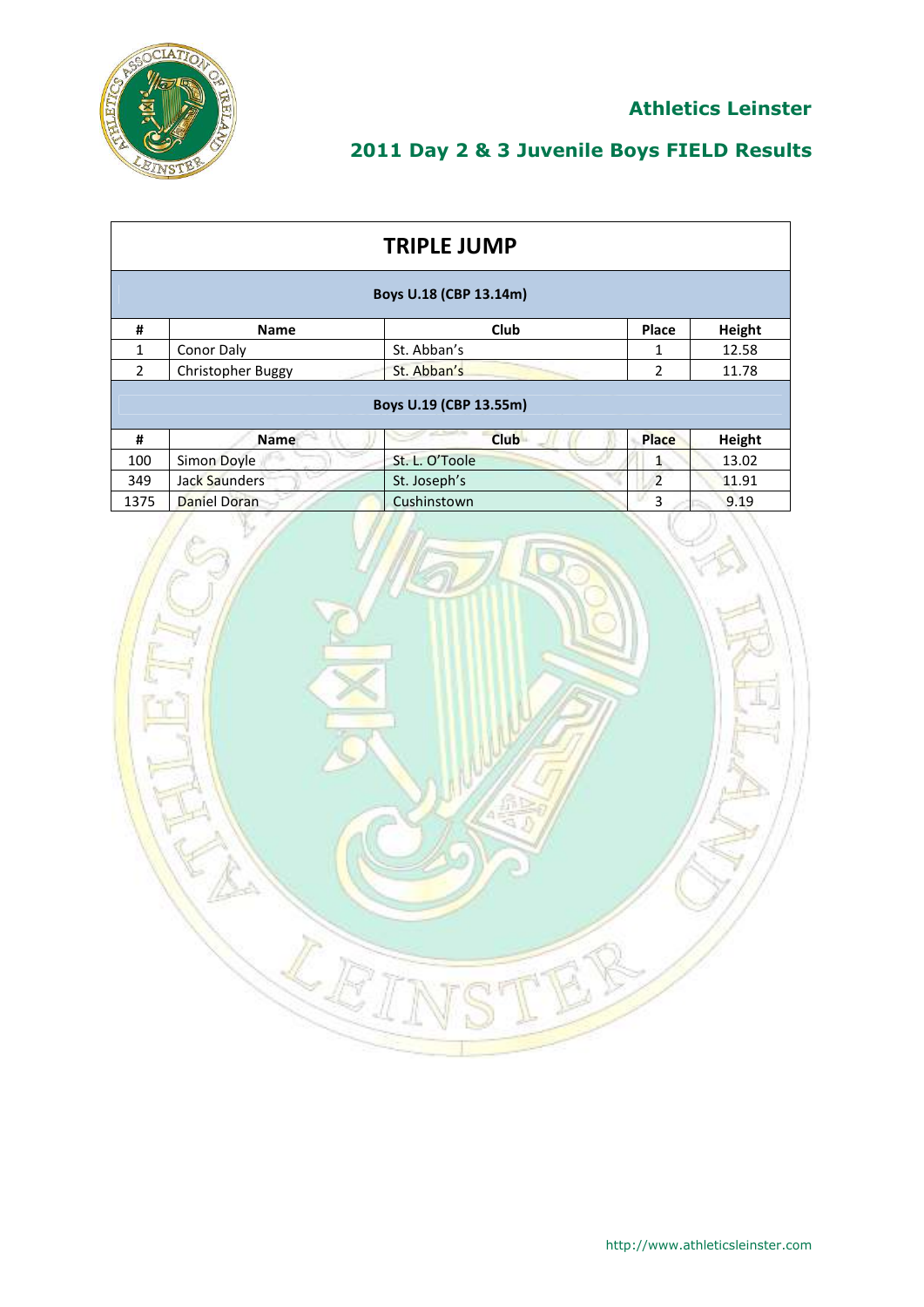Athletics Leinster

2011 Day 2 & 3 Juvenile Boys FIELD Results

## TRIPLE JUMP

| Boys U.18 (CBP 13.14m) | | | | |
|---|---|---|---|---|
| # | Name | Club | Place | Height |
| 1 | Conor Daly | St. Abban's | 1 | 12.58 |
| 2 | Christopher Buggy | St. Abban's | 2 | 11.78 |

| Boys U.19 (CBP 13.55m) | | | | |
|---|---|---|---|---|
| # | Name | Club | Place | Height |
| 100 | Simon Doyle | St. L. O'Toole | 1 | 13.02 |
| 349 | Jack Saunders | St. Joseph's | 2 | 11.91 |
| 1375 | Daniel Doran | Cushinstown | 3 | 9.19 |

http://www.athleticsleinster.com